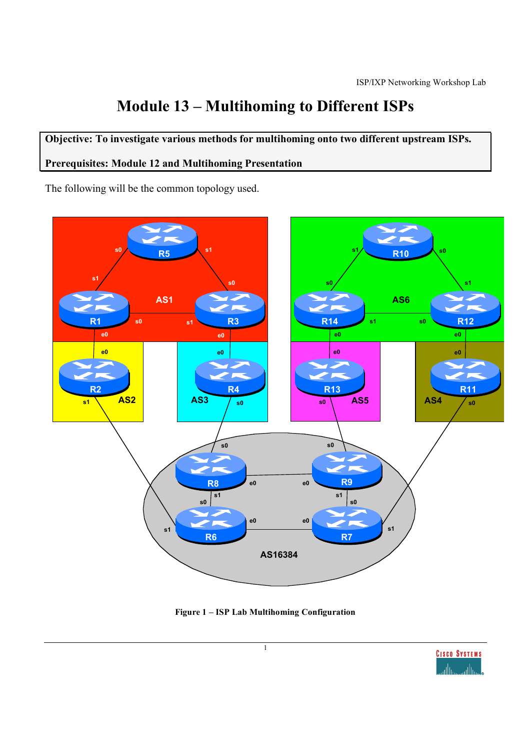# Module 13 – Multihoming to Different ISPs

**Objective: To investigate various methods for multihoming onto two different upstream ISPs.**

**Prerequisites: Module 12 and Multihoming Presentation**

The following will be the common topology used.

**Figure 1 – ISP Lab Multihoming Configuration**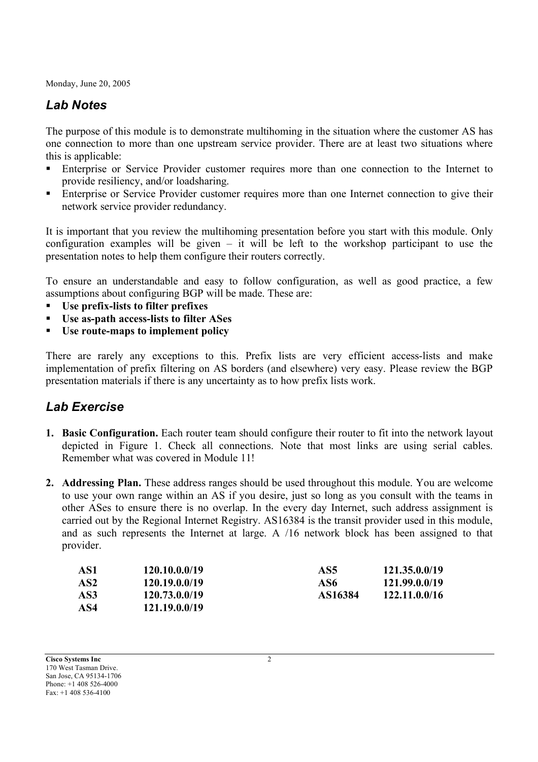Monday, June 20, 2005

## *Lab Notes*

The purpose of this module is to demonstrate multihoming in the situation where the customer AS has one connection to more than one upstream service provider. There are at least two situations where this is applicable:

- Enterprise or Service Provider customer requires more than one connection to the Internet to provide resiliency, and/or loadsharing.
- Enterprise or Service Provider customer requires more than one Internet connection to give their network service provider redundancy.

It is important that you review the multihoming presentation before you start with this module. Only configuration examples will be given – it will be left to the workshop participant to use the presentation notes to help them configure their routers correctly.

To ensure an understandable and easy to follow configuration, as well as good practice, a few assumptions about configuring BGP will be made. These are:

- **Use prefix-lists to filter prefixes**
- **Use as-path access-lists to filter ASes**
- **Use route-maps to implement policy**

There are rarely any exceptions to this. Prefix lists are very efficient access-lists and make implementation of prefix filtering on AS borders (and elsewhere) very easy. Please review the BGP presentation materials if there is any uncertainty as to how prefix lists work.

## *Lab Exercise*

1. **Basic Configuration.** Each router team should configure their router to fit into the network layout depicted in Figure 1. Check all connections. Note that most links are using serial cables. Remember what was covered in Module 11!

2. **Addressing Plan.** These address ranges should be used throughout this module. You are welcome to use your own range within an AS if you desire, just so long as you consult with the teams in other ASes to ensure there is no overlap. In the every day Internet, such address assignment is carried out by the Regional Internet Registry. AS16384 is the transit provider used in this module, and as such represents the Internet at large. A /16 network block has been assigned to that provider.

| | | | |
|---|---|---|---|
| **AS1** | **120.10.0.0/19** | **AS5** | **121.35.0.0/19** |
| **AS2** | **120.19.0.0/19** | **AS6** | **121.99.0.0/19** |
| **AS3** | **120.73.0.0/19** | **AS16384** | **122.11.0.0/16** |
| **AS4** | **121.19.0.0/19** | | |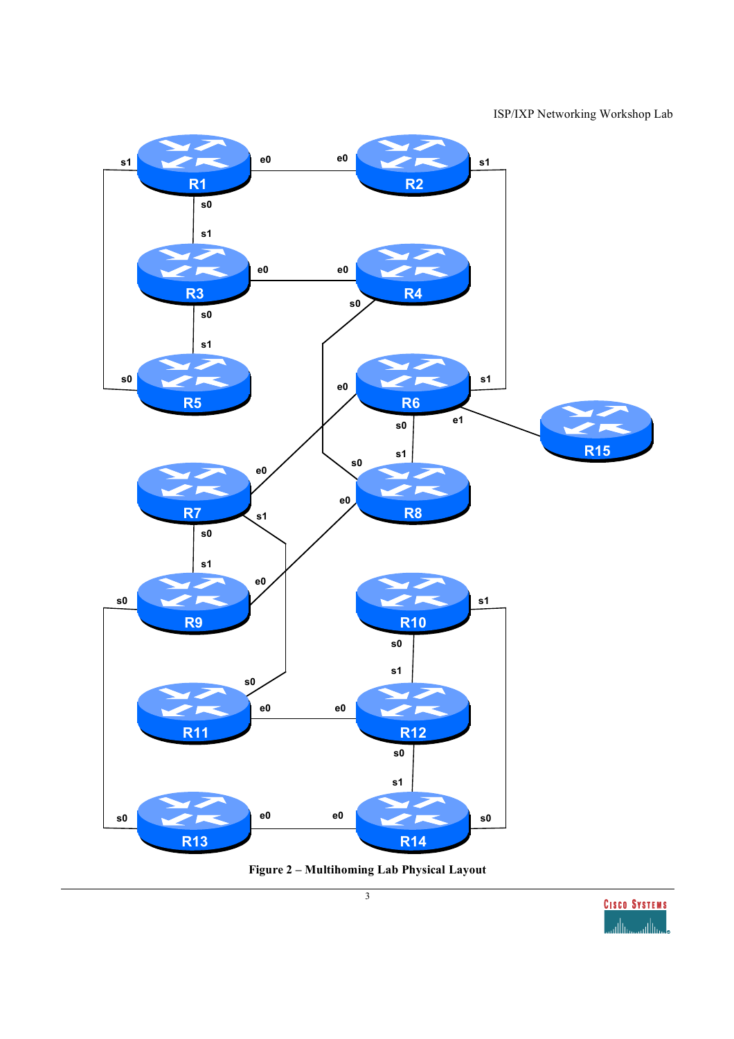**Figure 2 – Multihoming Lab Physical Layout**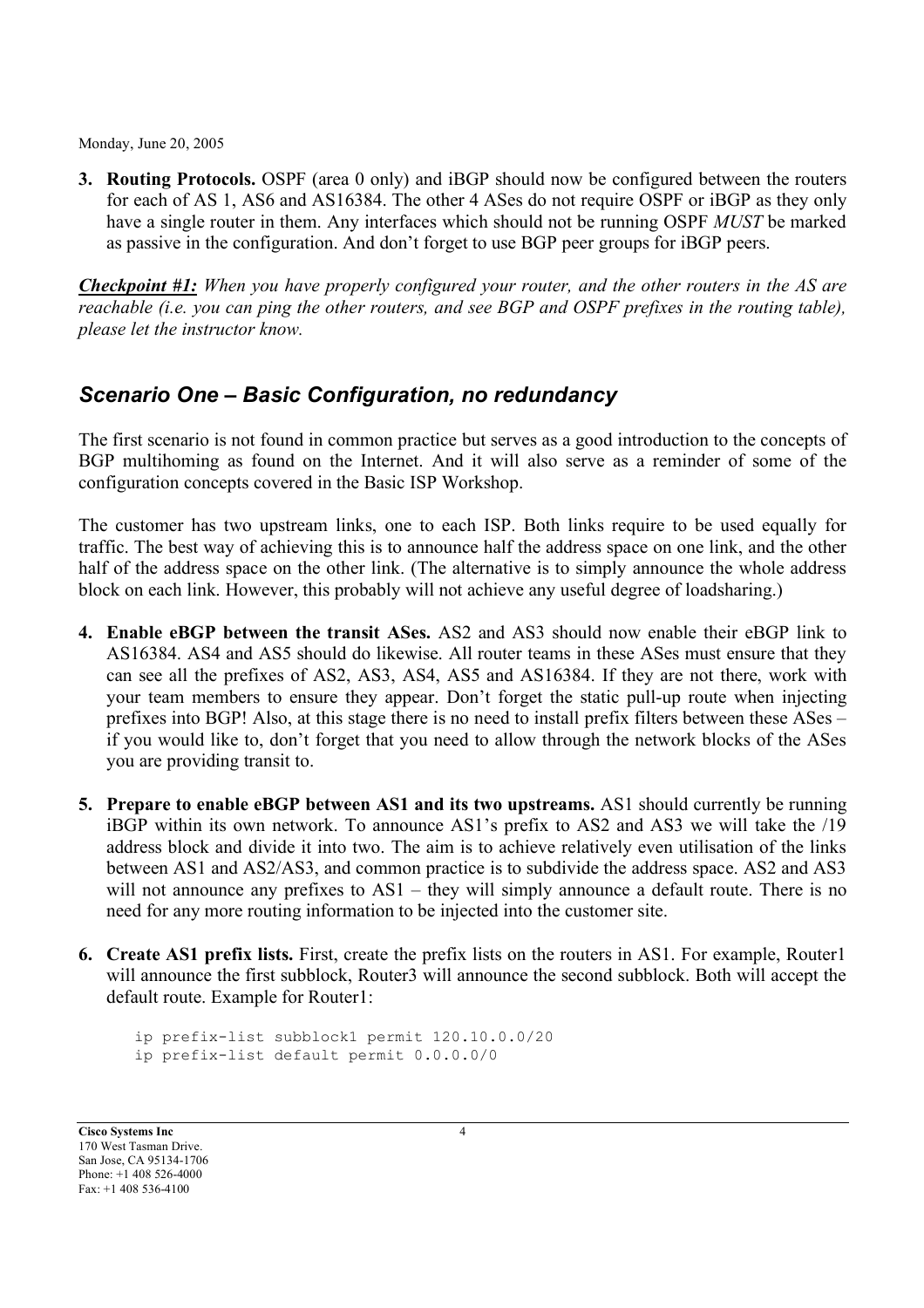Monday, June 20, 2005

3. **Routing Protocols.** OSPF (area 0 only) and iBGP should now be configured between the routers for each of AS 1, AS6 and AS16384. The other 4 ASes do not require OSPF or iBGP as they only have a single router in them. Any interfaces which should not be running OSPF *MUST* be marked as passive in the configuration. And don't forget to use BGP peer groups for iBGP peers.

***Checkpoint #1:*** *When you have properly configured your router, and the other routers in the AS are reachable (i.e. you can ping the other routers, and see BGP and OSPF prefixes in the routing table), please let the instructor know.*

## Scenario One – Basic Configuration, no redundancy

The first scenario is not found in common practice but serves as a good introduction to the concepts of BGP multihoming as found on the Internet. And it will also serve as a reminder of some of the configuration concepts covered in the Basic ISP Workshop.

The customer has two upstream links, one to each ISP. Both links require to be used equally for traffic. The best way of achieving this is to announce half the address space on one link, and the other half of the address space on the other link. (The alternative is to simply announce the whole address block on each link. However, this probably will not achieve any useful degree of loadsharing.)

4. **Enable eBGP between the transit ASes.** AS2 and AS3 should now enable their eBGP link to AS16384. AS4 and AS5 should do likewise. All router teams in these ASes must ensure that they can see all the prefixes of AS2, AS3, AS4, AS5 and AS16384. If they are not there, work with your team members to ensure they appear. Don't forget the static pull-up route when injecting prefixes into BGP! Also, at this stage there is no need to install prefix filters between these ASes – if you would like to, don't forget that you need to allow through the network blocks of the ASes you are providing transit to.

5. **Prepare to enable eBGP between AS1 and its two upstreams.** AS1 should currently be running iBGP within its own network. To announce AS1's prefix to AS2 and AS3 we will take the /19 address block and divide it into two. The aim is to achieve relatively even utilisation of the links between AS1 and AS2/AS3, and common practice is to subdivide the address space. AS2 and AS3 will not announce any prefixes to AS1 – they will simply announce a default route. There is no need for any more routing information to be injected into the customer site.

6. **Create AS1 prefix lists.** First, create the prefix lists on the routers in AS1. For example, Router1 will announce the first subblock, Router3 will announce the second subblock. Both will accept the default route. Example for Router1:

```
ip prefix-list subblock1 permit 120.10.0.0/20
ip prefix-list default permit 0.0.0.0/0
```

**Cisco Systems Inc**
170 West Tasman Drive.
San Jose, CA 95134-1706
Phone: +1 408 526-4000
Fax: +1 408 536-4100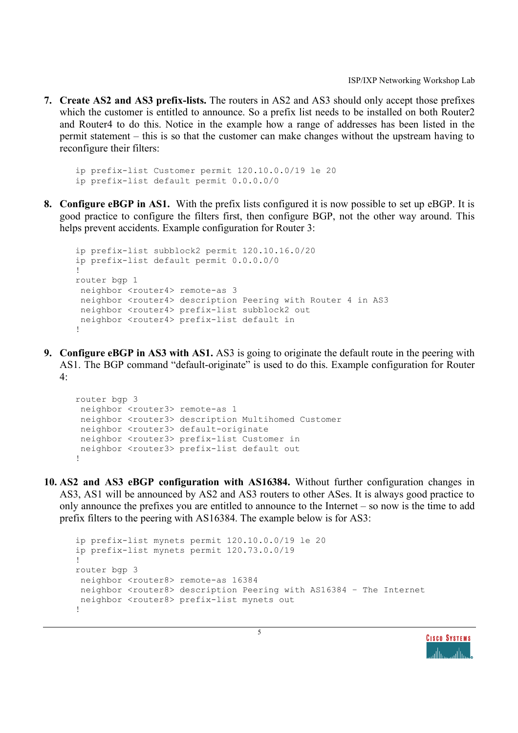7. **Create AS2 and AS3 prefix-lists.** The routers in AS2 and AS3 should only accept those prefixes which the customer is entitled to announce. So a prefix list needs to be installed on both Router2 and Router4 to do this. Notice in the example how a range of addresses has been listed in the permit statement – this is so that the customer can make changes without the upstream having to reconfigure their filters:

```
ip prefix-list Customer permit 120.10.0.0/19 le 20
ip prefix-list default permit 0.0.0.0/0
```

8. **Configure eBGP in AS1.** With the prefix lists configured it is now possible to set up eBGP. It is good practice to configure the filters first, then configure BGP, not the other way around. This helps prevent accidents. Example configuration for Router 3:

```
ip prefix-list subblock2 permit 120.10.16.0/20
ip prefix-list default permit 0.0.0.0/0
!
router bgp 1
 neighbor <router4> remote-as 3
 neighbor <router4> description Peering with Router 4 in AS3
 neighbor <router4> prefix-list subblock2 out
 neighbor <router4> prefix-list default in
!
```

9. **Configure eBGP in AS3 with AS1.** AS3 is going to originate the default route in the peering with AS1. The BGP command "default-originate" is used to do this. Example configuration for Router 4:

```
router bgp 3
 neighbor <router3> remote-as 1
 neighbor <router3> description Multihomed Customer
 neighbor <router3> default-originate
 neighbor <router3> prefix-list Customer in
 neighbor <router3> prefix-list default out
!
```

10. **AS2 and AS3 eBGP configuration with AS16384.** Without further configuration changes in AS3, AS1 will be announced by AS2 and AS3 routers to other ASes. It is always good practice to only announce the prefixes you are entitled to announce to the Internet – so now is the time to add prefix filters to the peering with AS16384. The example below is for AS3:

```
ip prefix-list mynets permit 120.10.0.0/19 le 20
ip prefix-list mynets permit 120.73.0.0/19
!
router bgp 3
 neighbor <router8> remote-as 16384
 neighbor <router8> description Peering with AS16384 - The Internet
 neighbor <router8> prefix-list mynets out
!
```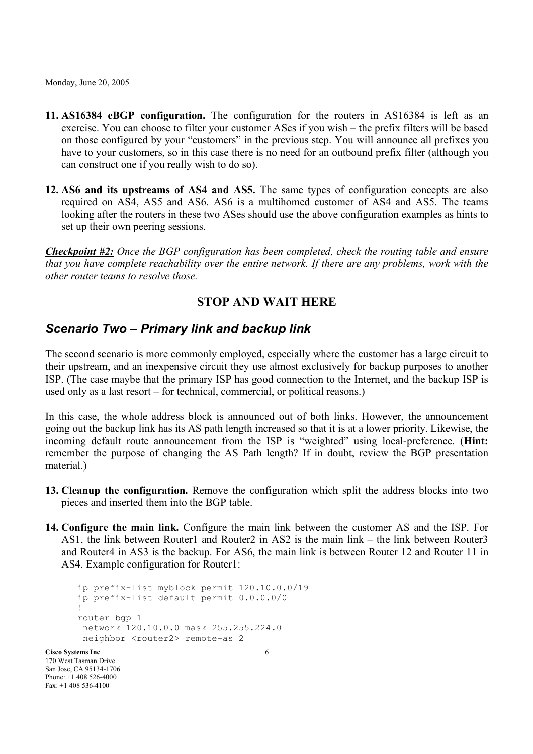11. **AS16384 eBGP configuration.** The configuration for the routers in AS16384 is left as an exercise. You can choose to filter your customer ASes if you wish – the prefix filters will be based on those configured by your "customers" in the previous step. You will announce all prefixes you have to your customers, so in this case there is no need for an outbound prefix filter (although you can construct one if you really wish to do so).

12. **AS6 and its upstreams of AS4 and AS5.** The same types of configuration concepts are also required on AS4, AS5 and AS6. AS6 is a multihomed customer of AS4 and AS5. The teams looking after the routers in these two ASes should use the above configuration examples as hints to set up their own peering sessions.

***Checkpoint #2:*** *Once the BGP configuration has been completed, check the routing table and ensure that you have complete reachability over the entire network. If there are any problems, work with the other router teams to resolve those.*

**STOP AND WAIT HERE**

## *Scenario Two – Primary link and backup link*

The second scenario is more commonly employed, especially where the customer has a large circuit to their upstream, and an inexpensive circuit they use almost exclusively for backup purposes to another ISP. (The case maybe that the primary ISP has good connection to the Internet, and the backup ISP is used only as a last resort – for technical, commercial, or political reasons.)

In this case, the whole address block is announced out of both links. However, the announcement going out the backup link has its AS path length increased so that it is at a lower priority. Likewise, the incoming default route announcement from the ISP is "weighted" using local-preference. (**Hint:** remember the purpose of changing the AS Path length? If in doubt, review the BGP presentation material.)

13. **Cleanup the configuration.** Remove the configuration which split the address blocks into two pieces and inserted them into the BGP table.

14. **Configure the main link.** Configure the main link between the customer AS and the ISP. For AS1, the link between Router1 and Router2 in AS2 is the main link – the link between Router3 and Router4 in AS3 is the backup. For AS6, the main link is between Router 12 and Router 11 in AS4. Example configuration for Router1:

```
ip prefix-list myblock permit 120.10.0.0/19
ip prefix-list default permit 0.0.0.0/0
!
router bgp 1
 network 120.10.0.0 mask 255.255.224.0
 neighbor <router2> remote-as 2
```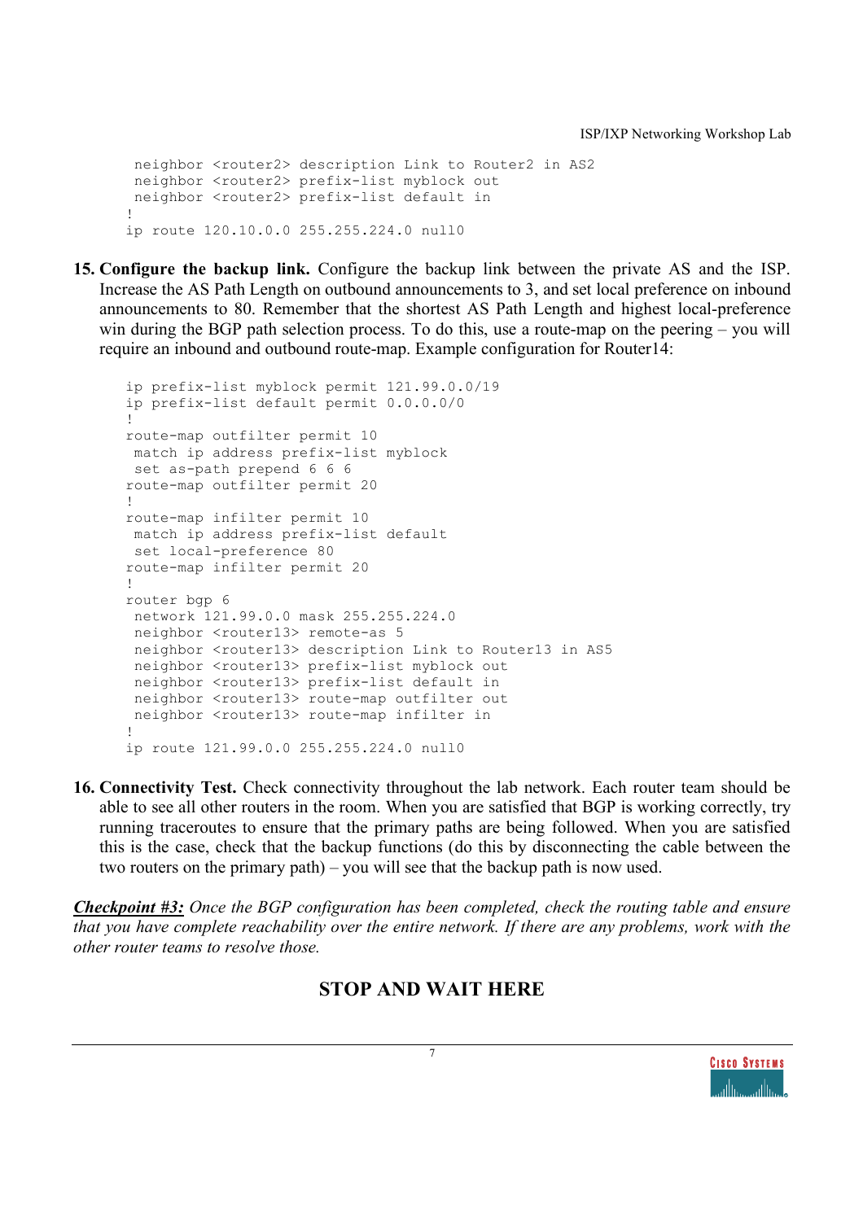```
 neighbor <router2> description Link to Router2 in AS2
 neighbor <router2> prefix-list myblock out
 neighbor <router2> prefix-list default in
!
ip route 120.10.0.0 255.255.224.0 null0
```

15. **Configure the backup link.** Configure the backup link between the private AS and the ISP. Increase the AS Path Length on outbound announcements to 3, and set local preference on inbound announcements to 80. Remember that the shortest AS Path Length and highest local-preference win during the BGP path selection process. To do this, use a route-map on the peering – you will require an inbound and outbound route-map. Example configuration for Router14:

```
ip prefix-list myblock permit 121.99.0.0/19
ip prefix-list default permit 0.0.0.0/0
!
route-map outfilter permit 10
 match ip address prefix-list myblock
 set as-path prepend 6 6 6
route-map outfilter permit 20
!
route-map infilter permit 10
 match ip address prefix-list default
 set local-preference 80
route-map infilter permit 20
!
router bgp 6
 network 121.99.0.0 mask 255.255.224.0
 neighbor <router13> remote-as 5
 neighbor <router13> description Link to Router13 in AS5
 neighbor <router13> prefix-list myblock out
 neighbor <router13> prefix-list default in
 neighbor <router13> route-map outfilter out
 neighbor <router13> route-map infilter in
!
ip route 121.99.0.0 255.255.224.0 null0
```

16. **Connectivity Test.** Check connectivity throughout the lab network. Each router team should be able to see all other routers in the room. When you are satisfied that BGP is working correctly, try running traceroutes to ensure that the primary paths are being followed. When you are satisfied this is the case, check that the backup functions (do this by disconnecting the cable between the two routers on the primary path) – you will see that the backup path is now used.

***Checkpoint #3:*** *Once the BGP configuration has been completed, check the routing table and ensure that you have complete reachability over the entire network. If there are any problems, work with the other router teams to resolve those.*

## STOP AND WAIT HERE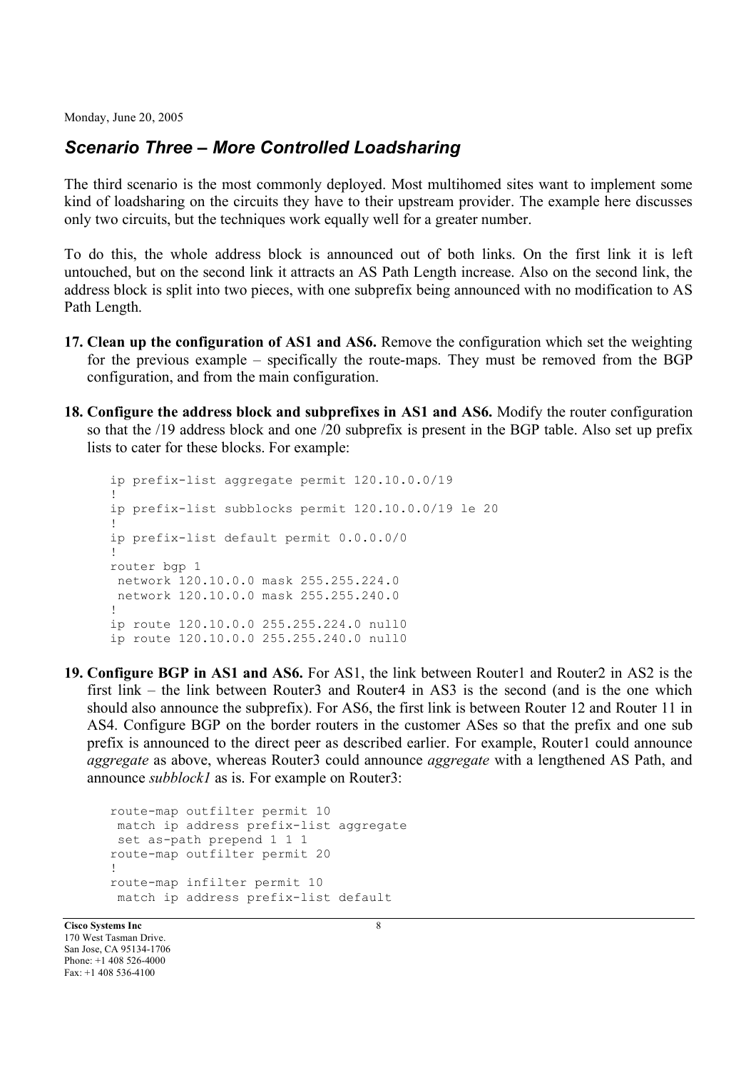## Scenario Three – More Controlled Loadsharing

The third scenario is the most commonly deployed. Most multihomed sites want to implement some kind of loadsharing on the circuits they have to their upstream provider. The example here discusses only two circuits, but the techniques work equally well for a greater number.

To do this, the whole address block is announced out of both links. On the first link it is left untouched, but on the second link it attracts an AS Path Length increase. Also on the second link, the address block is split into two pieces, with one subprefix being announced with no modification to AS Path Length.

17. **Clean up the configuration of AS1 and AS6.** Remove the configuration which set the weighting for the previous example – specifically the route-maps. They must be removed from the BGP configuration, and from the main configuration.

18. **Configure the address block and subprefixes in AS1 and AS6.** Modify the router configuration so that the /19 address block and one /20 subprefix is present in the BGP table. Also set up prefix lists to cater for these blocks. For example:

```
ip prefix-list aggregate permit 120.10.0.0/19
!
ip prefix-list subblocks permit 120.10.0.0/19 le 20
!
ip prefix-list default permit 0.0.0.0/0
!
router bgp 1
 network 120.10.0.0 mask 255.255.224.0
 network 120.10.0.0 mask 255.255.240.0
!
ip route 120.10.0.0 255.255.224.0 null0
ip route 120.10.0.0 255.255.240.0 null0
```

19. **Configure BGP in AS1 and AS6.** For AS1, the link between Router1 and Router2 in AS2 is the first link – the link between Router3 and Router4 in AS3 is the second (and is the one which should also announce the subprefix). For AS6, the first link is between Router 12 and Router 11 in AS4. Configure BGP on the border routers in the customer ASes so that the prefix and one sub prefix is announced to the direct peer as described earlier. For example, Router1 could announce *aggregate* as above, whereas Router3 could announce *aggregate* with a lengthened AS Path, and announce *subblock1* as is. For example on Router3:

```
route-map outfilter permit 10
 match ip address prefix-list aggregate
 set as-path prepend 1 1 1
route-map outfilter permit 20
!
route-map infilter permit 10
 match ip address prefix-list default
```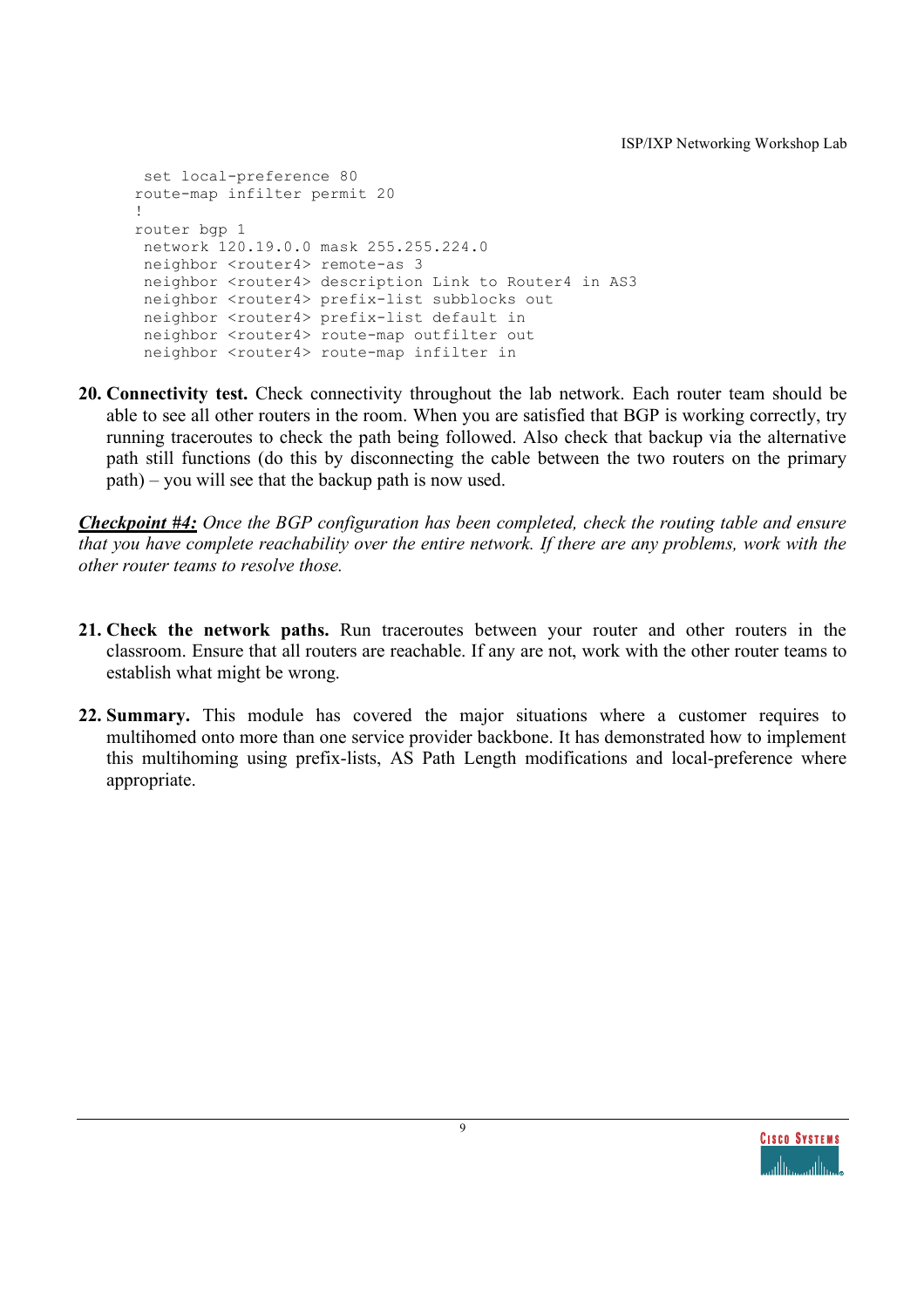```
 set local-preference 80
route-map infilter permit 20
!
router bgp 1
 network 120.19.0.0 mask 255.255.224.0
 neighbor <router4> remote-as 3
 neighbor <router4> description Link to Router4 in AS3
 neighbor <router4> prefix-list subblocks out
 neighbor <router4> prefix-list default in
 neighbor <router4> route-map outfilter out
 neighbor <router4> route-map infilter in
```

20. **Connectivity test.** Check connectivity throughout the lab network. Each router team should be able to see all other routers in the room. When you are satisfied that BGP is working correctly, try running traceroutes to check the path being followed. Also check that backup via the alternative path still functions (do this by disconnecting the cable between the two routers on the primary path) – you will see that the backup path is now used.

***<u>Checkpoint #4:</u>*** *Once the BGP configuration has been completed, check the routing table and ensure that you have complete reachability over the entire network. If there are any problems, work with the other router teams to resolve those.*

21. **Check the network paths.** Run traceroutes between your router and other routers in the classroom. Ensure that all routers are reachable. If any are not, work with the other router teams to establish what might be wrong.

22. **Summary.** This module has covered the major situations where a customer requires to multihomed onto more than one service provider backbone. It has demonstrated how to implement this multihoming using prefix-lists, AS Path Length modifications and local-preference where appropriate.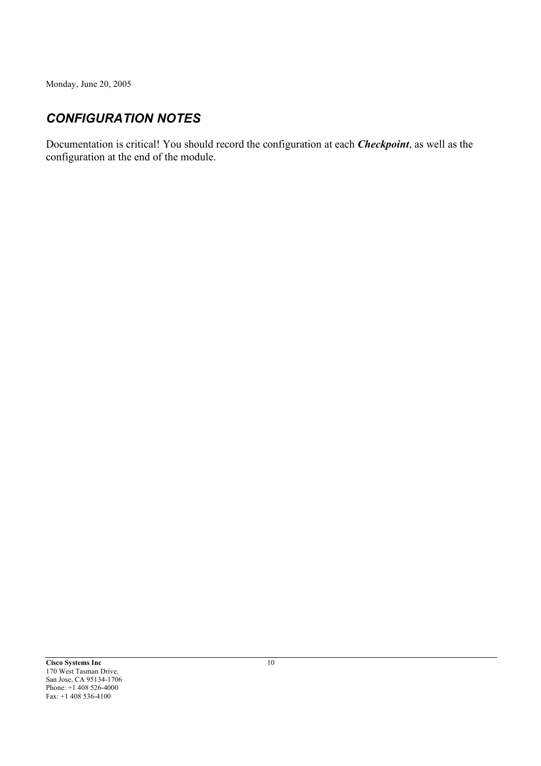Monday, June 20, 2005

## *CONFIGURATION NOTES*

Documentation is critical! You should record the configuration at each ***Checkpoint***, as well as the configuration at the end of the module.

**Cisco Systems Inc**
170 West Tasman Drive.
San Jose, CA 95134-1706
Phone: +1 408 526-4000
Fax: +1 408 536-4100